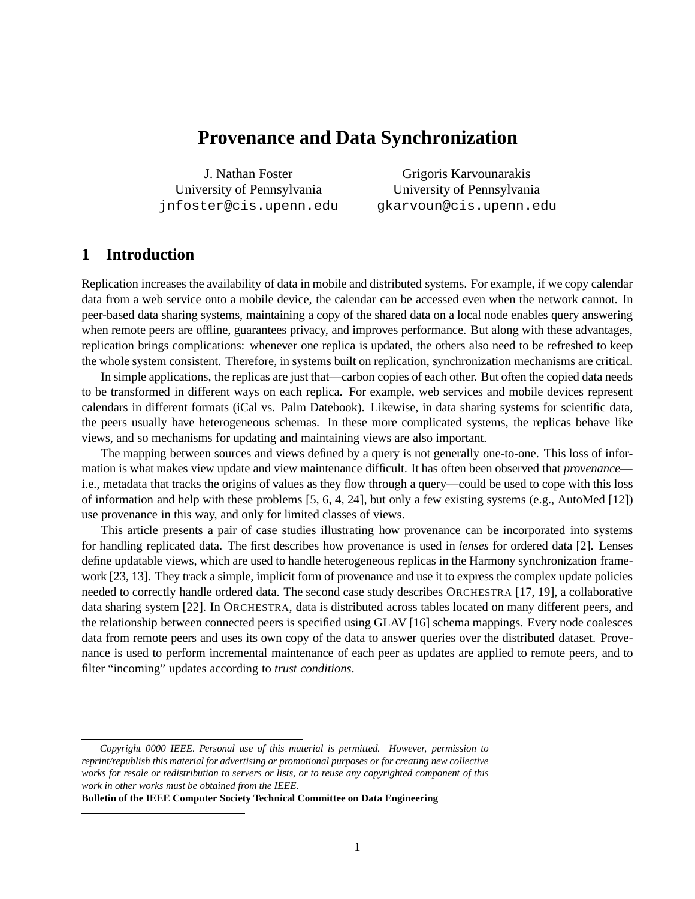# Provenance and Data Synchronization

J. Nathan Foster
University of Pennsylvania
jnfoster@cis.upenn.edu

Grigoris Karvounarakis
University of Pennsylvania
gkarvoun@cis.upenn.edu

## 1 Introduction

Replication increases the availability of data in mobile and distributed systems. For example, if we copy calendar data from a web service onto a mobile device, the calendar can be accessed even when the network cannot. In peer-based data sharing systems, maintaining a copy of the shared data on a local node enables query answering when remote peers are offline, guarantees privacy, and improves performance. But along with these advantages, replication brings complications: whenever one replica is updated, the others also need to be refreshed to keep the whole system consistent. Therefore, in systems built on replication, synchronization mechanisms are critical.

In simple applications, the replicas are just that—carbon copies of each other. But often the copied data needs to be transformed in different ways on each replica. For example, web services and mobile devices represent calendars in different formats (iCal vs. Palm Datebook). Likewise, in data sharing systems for scientific data, the peers usually have heterogeneous schemas. In these more complicated systems, the replicas behave like views, and so mechanisms for updating and maintaining views are also important.

The mapping between sources and views defined by a query is not generally one-to-one. This loss of information is what makes view update and view maintenance difficult. It has often been observed that *provenance*—i.e., metadata that tracks the origins of values as they flow through a query—could be used to cope with this loss of information and help with these problems [5, 6, 4, 24], but only a few existing systems (e.g., AutoMed [12]) use provenance in this way, and only for limited classes of views.

This article presents a pair of case studies illustrating how provenance can be incorporated into systems for handling replicated data. The first describes how provenance is used in *lenses* for ordered data [2]. Lenses define updatable views, which are used to handle heterogeneous replicas in the Harmony synchronization framework [23, 13]. They track a simple, implicit form of provenance and use it to express the complex update policies needed to correctly handle ordered data. The second case study describes ORCHESTRA [17, 19], a collaborative data sharing system [22]. In ORCHESTRA, data is distributed across tables located on many different peers, and the relationship between connected peers is specified using GLAV [16] schema mappings. Every node coalesces data from remote peers and uses its own copy of the data to answer queries over the distributed dataset. Provenance is used to perform incremental maintenance of each peer as updates are applied to remote peers, and to filter "incoming" updates according to *trust conditions*.

---

*Copyright 0000 IEEE. Personal use of this material is permitted. However, permission to reprint/republish this material for advertising or promotional purposes or for creating new collective works for resale or redistribution to servers or lists, or to reuse any copyrighted component of this work in other works must be obtained from the IEEE.*

**Bulletin of the IEEE Computer Society Technical Committee on Data Engineering**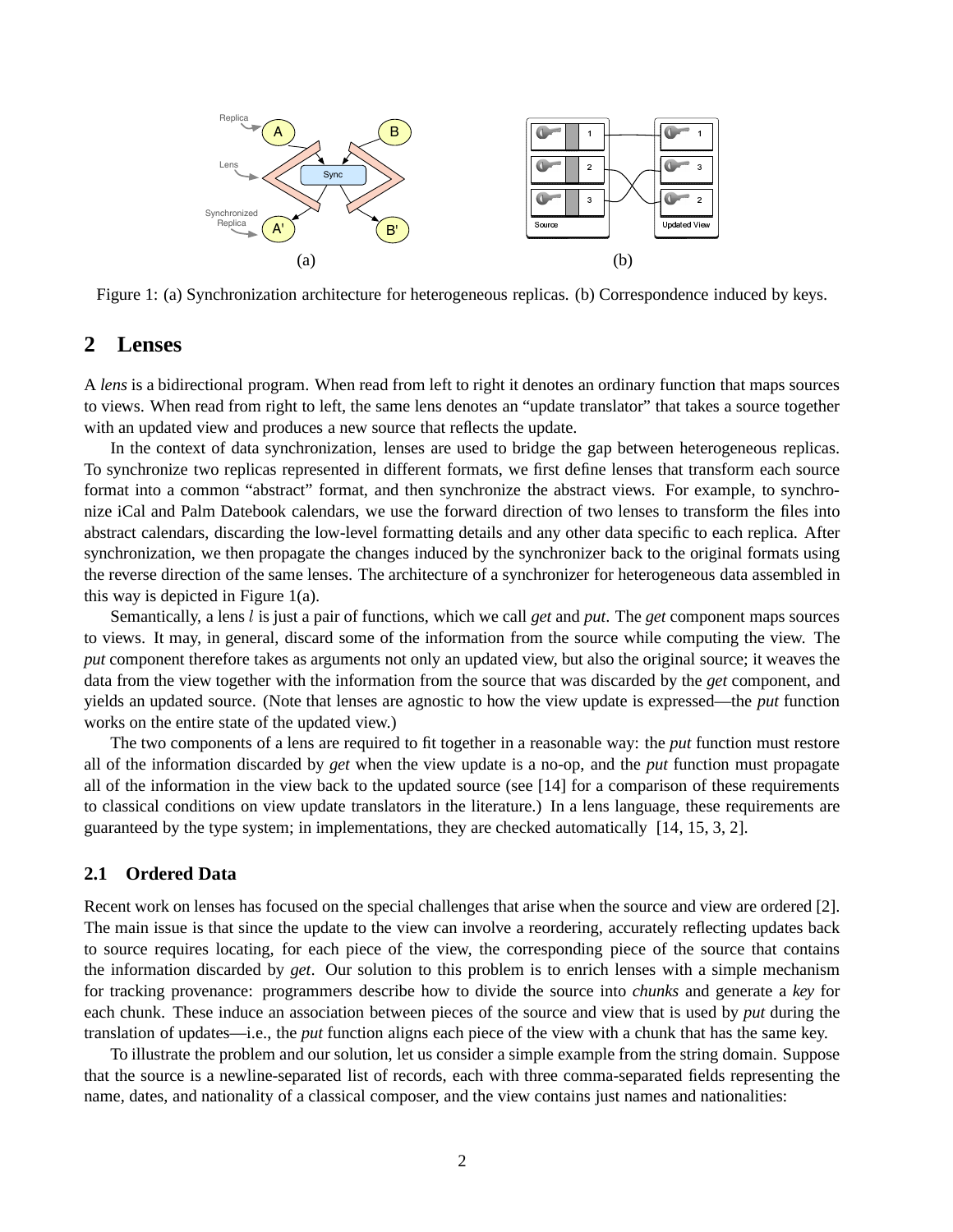Figure 1: (a) Synchronization architecture for heterogeneous replicas. (b) Correspondence induced by keys.

## 2 Lenses

A *lens* is a bidirectional program. When read from left to right it denotes an ordinary function that maps sources to views. When read from right to left, the same lens denotes an "update translator" that takes a source together with an updated view and produces a new source that reflects the update.

In the context of data synchronization, lenses are used to bridge the gap between heterogeneous replicas. To synchronize two replicas represented in different formats, we first define lenses that transform each source format into a common "abstract" format, and then synchronize the abstract views. For example, to synchronize iCal and Palm Datebook calendars, we use the forward direction of two lenses to transform the files into abstract calendars, discarding the low-level formatting details and any other data specific to each replica. After synchronization, we then propagate the changes induced by the synchronizer back to the original formats using the reverse direction of the same lenses. The architecture of a synchronizer for heterogeneous data assembled in this way is depicted in Figure 1(a).

Semantically, a lens $l$ is just a pair of functions, which we call *get* and *put*. The *get* component maps sources to views. It may, in general, discard some of the information from the source while computing the view. The *put* component therefore takes as arguments not only an updated view, but also the original source; it weaves the data from the view together with the information from the source that was discarded by the *get* component, and yields an updated source. (Note that lenses are agnostic to how the view update is expressed—the *put* function works on the entire state of the updated view.)

The two components of a lens are required to fit together in a reasonable way: the *put* function must restore all of the information discarded by *get* when the view update is a no-op, and the *put* function must propagate all of the information in the view back to the updated source (see [14] for a comparison of these requirements to classical conditions on view update translators in the literature.) In a lens language, these requirements are guaranteed by the type system; in implementations, they are checked automatically [14, 15, 3, 2].

### 2.1 Ordered Data

Recent work on lenses has focused on the special challenges that arise when the source and view are ordered [2]. The main issue is that since the update to the view can involve a reordering, accurately reflecting updates back to source requires locating, for each piece of the view, the corresponding piece of the source that contains the information discarded by *get*. Our solution to this problem is to enrich lenses with a simple mechanism for tracking provenance: programmers describe how to divide the source into *chunks* and generate a *key* for each chunk. These induce an association between pieces of the source and view that is used by *put* during the translation of updates—i.e., the *put* function aligns each piece of the view with a chunk that has the same key.

To illustrate the problem and our solution, let us consider a simple example from the string domain. Suppose that the source is a newline-separated list of records, each with three comma-separated fields representing the name, dates, and nationality of a classical composer, and the view contains just names and nationalities: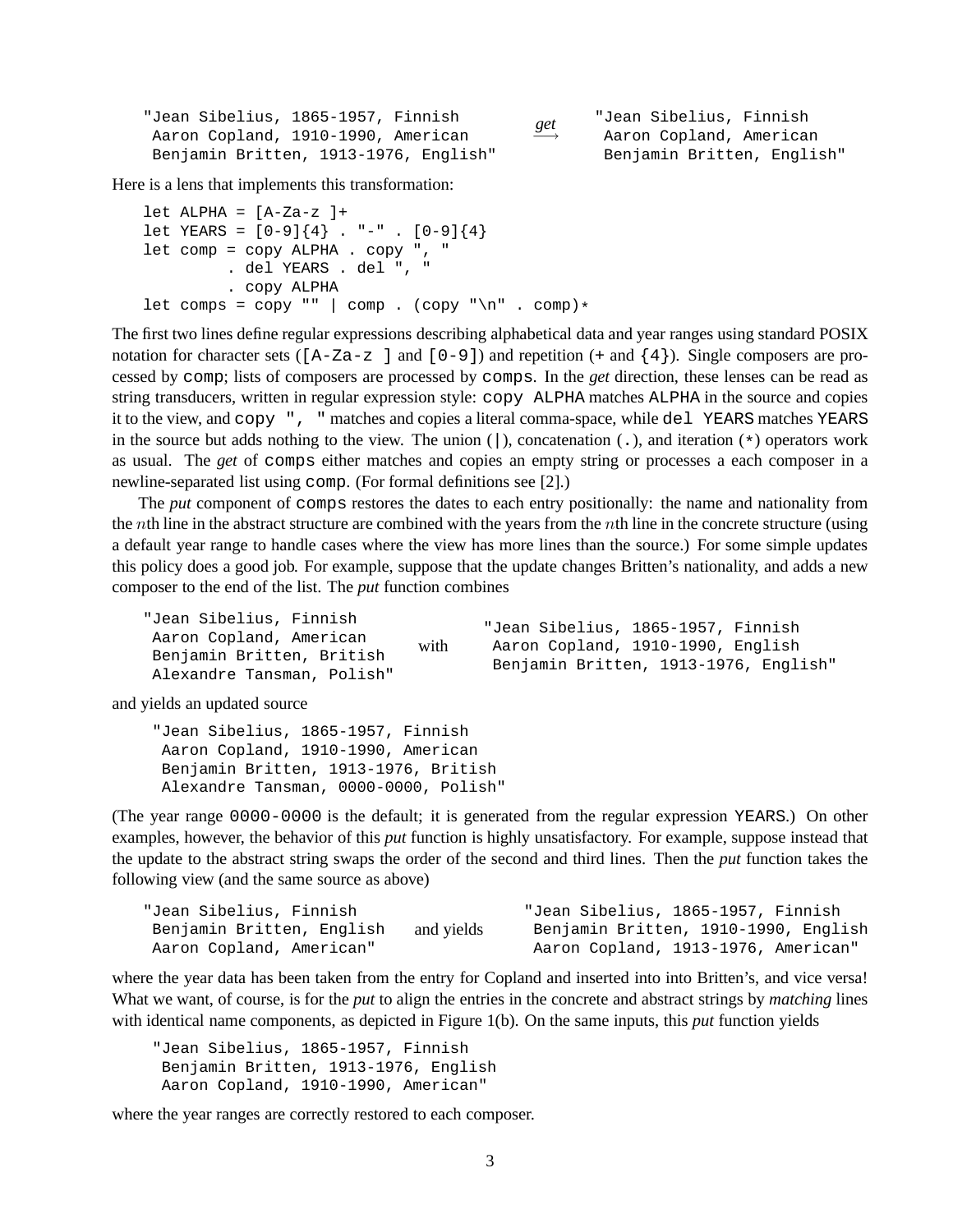```
"Jean Sibelius, 1865-1957, Finnish          get      "Jean Sibelius, Finnish
 Aaron Copland, 1910-1990, American         --->      Aaron Copland, American
 Benjamin Britten, 1913-1976, English"                Benjamin Britten, English"
```

Here is a lens that implements this transformation:

```
let ALPHA = [A-Za-z ]+
let YEARS = [0-9]{4} . "-" . [0-9]{4}
let comp = copy ALPHA . copy ", "
         . del YEARS . del ", "
         . copy ALPHA
let comps = copy "" | comp . (copy "\n" . comp)*
```

The first two lines define regular expressions describing alphabetical data and year ranges using standard POSIX notation for character sets (`[A-Za-z ]` and `[0-9]`) and repetition (`+` and `{4}`). Single composers are processed by `comp`; lists of composers are processed by `comps`. In the *get* direction, these lenses can be read as string transducers, written in regular expression style: `copy ALPHA` matches `ALPHA` in the source and copies it to the view, and `copy ", "` matches and copies a literal comma-space, while `del YEARS` matches `YEARS` in the source but adds nothing to the view. The union (`|`), concatenation (`.`), and iteration (`*`) operators work as usual. The *get* of `comps` either matches and copies an empty string or processes a each composer in a newline-separated list using `comp`. (For formal definitions see [2].)

The *put* component of `comps` restores the dates to each entry positionally: the name and nationality from the $n$th line in the abstract structure are combined with the years from the $n$th line in the concrete structure (using a default year range to handle cases where the view has more lines than the source.) For some simple updates this policy does a good job. For example, suppose that the update changes Britten's nationality, and adds a new composer to the end of the list. The *put* function combines

```
"Jean Sibelius, Finnish                    "Jean Sibelius, 1865-1957, Finnish
 Aaron Copland, American          with      Aaron Copland, 1910-1990, English
 Benjamin Britten, British                  Benjamin Britten, 1913-1976, English"
 Alexandre Tansman, Polish"
```

and yields an updated source

```
"Jean Sibelius, 1865-1957, Finnish
 Aaron Copland, 1910-1990, American
 Benjamin Britten, 1913-1976, British
 Alexandre Tansman, 0000-0000, Polish"
```

(The year range `0000-0000` is the default; it is generated from the regular expression `YEARS`.) On other examples, however, the behavior of this *put* function is highly unsatisfactory. For example, suppose instead that the update to the abstract string swaps the order of the second and third lines. Then the *put* function takes the following view (and the same source as above)

```
"Jean Sibelius, Finnish                      "Jean Sibelius, 1865-1957, Finnish
 Benjamin Britten, English    and yields      Benjamin Britten, 1910-1990, English
 Aaron Copland, American"                     Aaron Copland, 1913-1976, American"
```

where the year data has been taken from the entry for Copland and inserted into into Britten's, and vice versa! What we want, of course, is for the *put* to align the entries in the concrete and abstract strings by *matching* lines with identical name components, as depicted in Figure 1(b). On the same inputs, this *put* function yields

```
"Jean Sibelius, 1865-1957, Finnish
 Benjamin Britten, 1913-1976, English
 Aaron Copland, 1910-1990, American"
```

where the year ranges are correctly restored to each composer.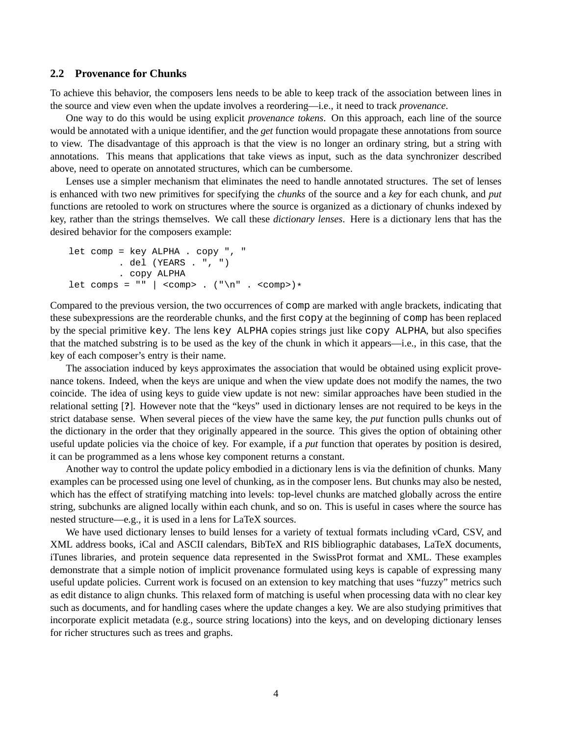## 2.2 Provenance for Chunks

To achieve this behavior, the composers lens needs to be able to keep track of the association between lines in the source and view even when the update involves a reordering—i.e., it need to track *provenance*.

One way to do this would be using explicit *provenance tokens*. On this approach, each line of the source would be annotated with a unique identifier, and the *get* function would propagate these annotations from source to view. The disadvantage of this approach is that the view is no longer an ordinary string, but a string with annotations. This means that applications that take views as input, such as the data synchronizer described above, need to operate on annotated structures, which can be cumbersome.

Lenses use a simpler mechanism that eliminates the need to handle annotated structures. The set of lenses is enhanced with two new primitives for specifying the *chunks* of the source and a *key* for each chunk, and *put* functions are retooled to work on structures where the source is organized as a dictionary of chunks indexed by key, rather than the strings themselves. We call these *dictionary lenses*. Here is a dictionary lens that has the desired behavior for the composers example:

```
let comp = key ALPHA . copy ", "
         . del (YEARS . ", ")
         . copy ALPHA
let comps = "" | <comp> . ("\n" . <comp>)*
```

Compared to the previous version, the two occurrences of `comp` are marked with angle brackets, indicating that these subexpressions are the reorderable chunks, and the first `copy` at the beginning of `comp` has been replaced by the special primitive `key`. The lens `key ALPHA` copies strings just like `copy ALPHA`, but also specifies that the matched substring is to be used as the key of the chunk in which it appears—i.e., in this case, that the key of each composer's entry is their name.

The association induced by keys approximates the association that would be obtained using explicit provenance tokens. Indeed, when the keys are unique and when the view update does not modify the names, the two coincide. The idea of using keys to guide view update is not new: similar approaches have been studied in the relational setting [**?**]. However note that the "keys" used in dictionary lenses are not required to be keys in the strict database sense. When several pieces of the view have the same key, the *put* function pulls chunks out of the dictionary in the order that they originally appeared in the source. This gives the option of obtaining other useful update policies via the choice of key. For example, if a *put* function that operates by position is desired, it can be programmed as a lens whose key component returns a constant.

Another way to control the update policy embodied in a dictionary lens is via the definition of chunks. Many examples can be processed using one level of chunking, as in the composer lens. But chunks may also be nested, which has the effect of stratifying matching into levels: top-level chunks are matched globally across the entire string, subchunks are aligned locally within each chunk, and so on. This is useful in cases where the source has nested structure—e.g., it is used in a lens for LaTeX sources.

We have used dictionary lenses to build lenses for a variety of textual formats including vCard, CSV, and XML address books, iCal and ASCII calendars, BibTeX and RIS bibliographic databases, LaTeX documents, iTunes libraries, and protein sequence data represented in the SwissProt format and XML. These examples demonstrate that a simple notion of implicit provenance formulated using keys is capable of expressing many useful update policies. Current work is focused on an extension to key matching that uses "fuzzy" metrics such as edit distance to align chunks. This relaxed form of matching is useful when processing data with no clear key such as documents, and for handling cases where the update changes a key. We are also studying primitives that incorporate explicit metadata (e.g., source string locations) into the keys, and on developing dictionary lenses for richer structures such as trees and graphs.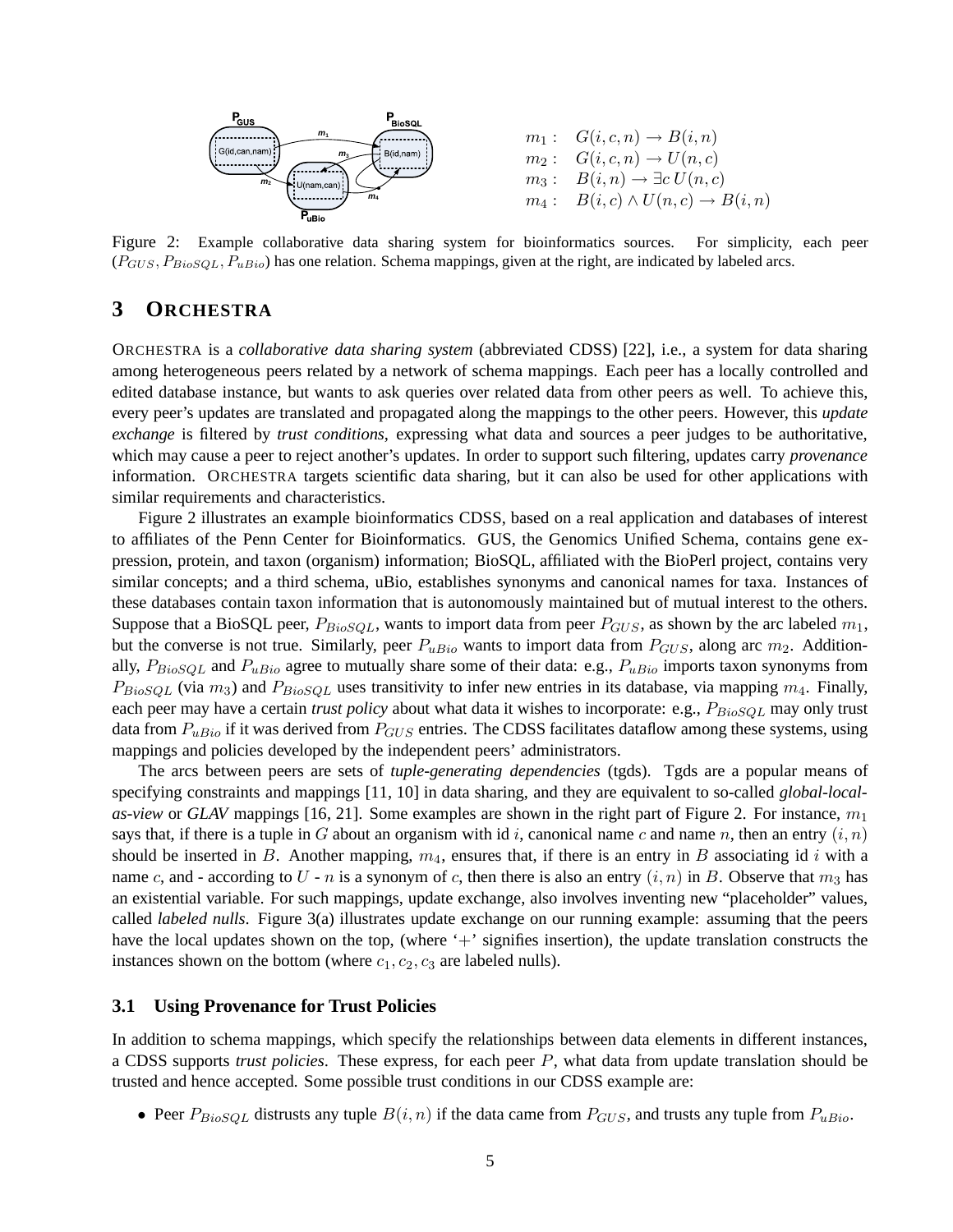$$
\begin{aligned}
m_1: &\quad G(i,c,n) \rightarrow B(i,n) \\
m_2: &\quad G(i,c,n) \rightarrow U(n,c) \\
m_3: &\quad B(i,n) \rightarrow \exists c\, U(n,c) \\
m_4: &\quad B(i,c) \wedge U(n,c) \rightarrow B(i,n)
\end{aligned}
$$

Figure 2: Example collaborative data sharing system for bioinformatics sources. For simplicity, each peer ($P_{GUS}, P_{BioSQL}, P_{uBio}$) has one relation. Schema mappings, given at the right, are indicated by labeled arcs.

## 3 ORCHESTRA

ORCHESTRA is a *collaborative data sharing system* (abbreviated CDSS) [22], i.e., a system for data sharing among heterogeneous peers related by a network of schema mappings. Each peer has a locally controlled and edited database instance, but wants to ask queries over related data from other peers as well. To achieve this, every peer's updates are translated and propagated along the mappings to the other peers. However, this *update exchange* is filtered by *trust conditions*, expressing what data and sources a peer judges to be authoritative, which may cause a peer to reject another's updates. In order to support such filtering, updates carry *provenance* information. ORCHESTRA targets scientific data sharing, but it can also be used for other applications with similar requirements and characteristics.

Figure 2 illustrates an example bioinformatics CDSS, based on a real application and databases of interest to affiliates of the Penn Center for Bioinformatics. GUS, the Genomics Unified Schema, contains gene expression, protein, and taxon (organism) information; BioSQL, affiliated with the BioPerl project, contains very similar concepts; and a third schema, uBio, establishes synonyms and canonical names for taxa. Instances of these databases contain taxon information that is autonomously maintained but of mutual interest to the others. Suppose that a BioSQL peer, $P_{BioSQL}$, wants to import data from peer $P_{GUS}$, as shown by the arc labeled $m_1$, but the converse is not true. Similarly, peer $P_{uBio}$ wants to import data from $P_{GUS}$, along arc $m_2$. Additionally, $P_{BioSQL}$ and $P_{uBio}$ agree to mutually share some of their data: e.g., $P_{uBio}$ imports taxon synonyms from $P_{BioSQL}$ (via $m_3$) and $P_{BioSQL}$ uses transitivity to infer new entries in its database, via mapping $m_4$. Finally, each peer may have a certain *trust policy* about what data it wishes to incorporate: e.g., $P_{BioSQL}$ may only trust data from $P_{uBio}$ if it was derived from $P_{GUS}$ entries. The CDSS facilitates dataflow among these systems, using mappings and policies developed by the independent peers' administrators.

The arcs between peers are sets of *tuple-generating dependencies* (tgds). Tgds are a popular means of specifying constraints and mappings [11, 10] in data sharing, and they are equivalent to so-called *global-local-as-view* or *GLAV* mappings [16, 21]. Some examples are shown in the right part of Figure 2. For instance, $m_1$ says that, if there is a tuple in $G$ about an organism with id $i$, canonical name $c$ and name $n$, then an entry $(i,n)$ should be inserted in $B$. Another mapping, $m_4$, ensures that, if there is an entry in $B$ associating id $i$ with a name $c$, and - according to $U$ - $n$ is a synonym of $c$, then there is also an entry $(i,n)$ in $B$. Observe that $m_3$ has an existential variable. For such mappings, update exchange, also involves inventing new "placeholder" values, called *labeled nulls*. Figure 3(a) illustrates update exchange on our running example: assuming that the peers have the local updates shown on the top, (where '$+$' signifies insertion), the update translation constructs the instances shown on the bottom (where $c_1, c_2, c_3$ are labeled nulls).

### 3.1 Using Provenance for Trust Policies

In addition to schema mappings, which specify the relationships between data elements in different instances, a CDSS supports *trust policies*. These express, for each peer $P$, what data from update translation should be trusted and hence accepted. Some possible trust conditions in our CDSS example are:

- Peer $P_{BioSQL}$ distrusts any tuple $B(i,n)$ if the data came from $P_{GUS}$, and trusts any tuple from $P_{uBio}$.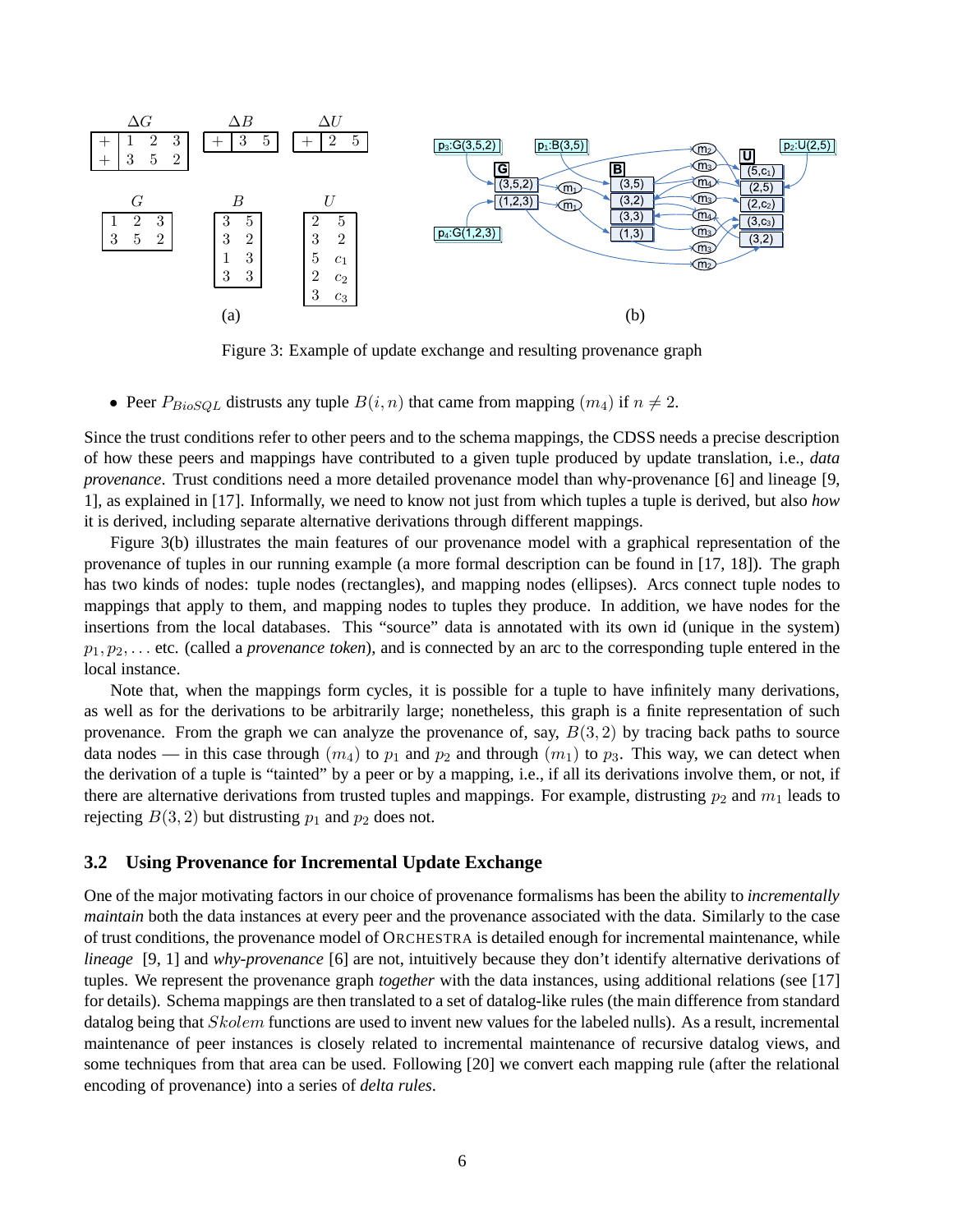| $\Delta G$ | | |
|---|---|---|
| + | 1 2 | 3 |
| + | 3 5 | 2 |

| $\Delta B$ | | |
|---|---|---|
| + | 3 | 5 |

| $\Delta U$ | | |
|---|---|---|
| + | 2 | 5 |

| $G$ | | |
|---|---|---|
| 1 | 2 | 3 |
| 3 | 5 | 2 |

| $B$ | |
|---|---|
| 3 | 5 |
| 3 | 2 |
| 1 | 3 |
| 3 | 3 |

| $U$ | |
|---|---|
| 2 | 5 |
| 3 | 2 |
| 5 | $c_1$ |
| 2 | $c_2$ |
| 3 | $c_3$ |

(a) (b)

Figure 3: Example of update exchange and resulting provenance graph

- Peer $P_{BioSQL}$ distrusts any tuple $B(i, n)$ that came from mapping $(m_4)$ if $n \neq 2$.

Since the trust conditions refer to other peers and to the schema mappings, the CDSS needs a precise description of how these peers and mappings have contributed to a given tuple produced by update translation, i.e., *data provenance*. Trust conditions need a more detailed provenance model than why-provenance [6] and lineage [9, 1], as explained in [17]. Informally, we need to know not just from which tuples a tuple is derived, but also *how* it is derived, including separate alternative derivations through different mappings.

Figure 3(b) illustrates the main features of our provenance model with a graphical representation of the provenance of tuples in our running example (a more formal description can be found in [17, 18]). The graph has two kinds of nodes: tuple nodes (rectangles), and mapping nodes (ellipses). Arcs connect tuple nodes to mappings that apply to them, and mapping nodes to tuples they produce. In addition, we have nodes for the insertions from the local databases. This "source" data is annotated with its own id (unique in the system) $p_1, p_2, \ldots$ etc. (called a *provenance token*), and is connected by an arc to the corresponding tuple entered in the local instance.

Note that, when the mappings form cycles, it is possible for a tuple to have infinitely many derivations, as well as for the derivations to be arbitrarily large; nonetheless, this graph is a finite representation of such provenance. From the graph we can analyze the provenance of, say, $B(3, 2)$ by tracing back paths to source data nodes — in this case through $(m_4)$ to $p_1$ and $p_2$ and through $(m_1)$ to $p_3$. This way, we can detect when the derivation of a tuple is "tainted" by a peer or by a mapping, i.e., if all its derivations involve them, or not, if there are alternative derivations from trusted tuples and mappings. For example, distrusting $p_2$ and $m_1$ leads to rejecting $B(3, 2)$ but distrusting $p_1$ and $p_2$ does not.

### 3.2 Using Provenance for Incremental Update Exchange

One of the major motivating factors in our choice of provenance formalisms has been the ability to *incrementally maintain* both the data instances at every peer and the provenance associated with the data. Similarly to the case of trust conditions, the provenance model of ORCHESTRA is detailed enough for incremental maintenance, while *lineage* [9, 1] and *why-provenance* [6] are not, intuitively because they don't identify alternative derivations of tuples. We represent the provenance graph *together* with the data instances, using additional relations (see [17] for details). Schema mappings are then translated to a set of datalog-like rules (the main difference from standard datalog being that $Skolem$ functions are used to invent new values for the labeled nulls). As a result, incremental maintenance of peer instances is closely related to incremental maintenance of recursive datalog views, and some techniques from that area can be used. Following [20] we convert each mapping rule (after the relational encoding of provenance) into a series of *delta rules*.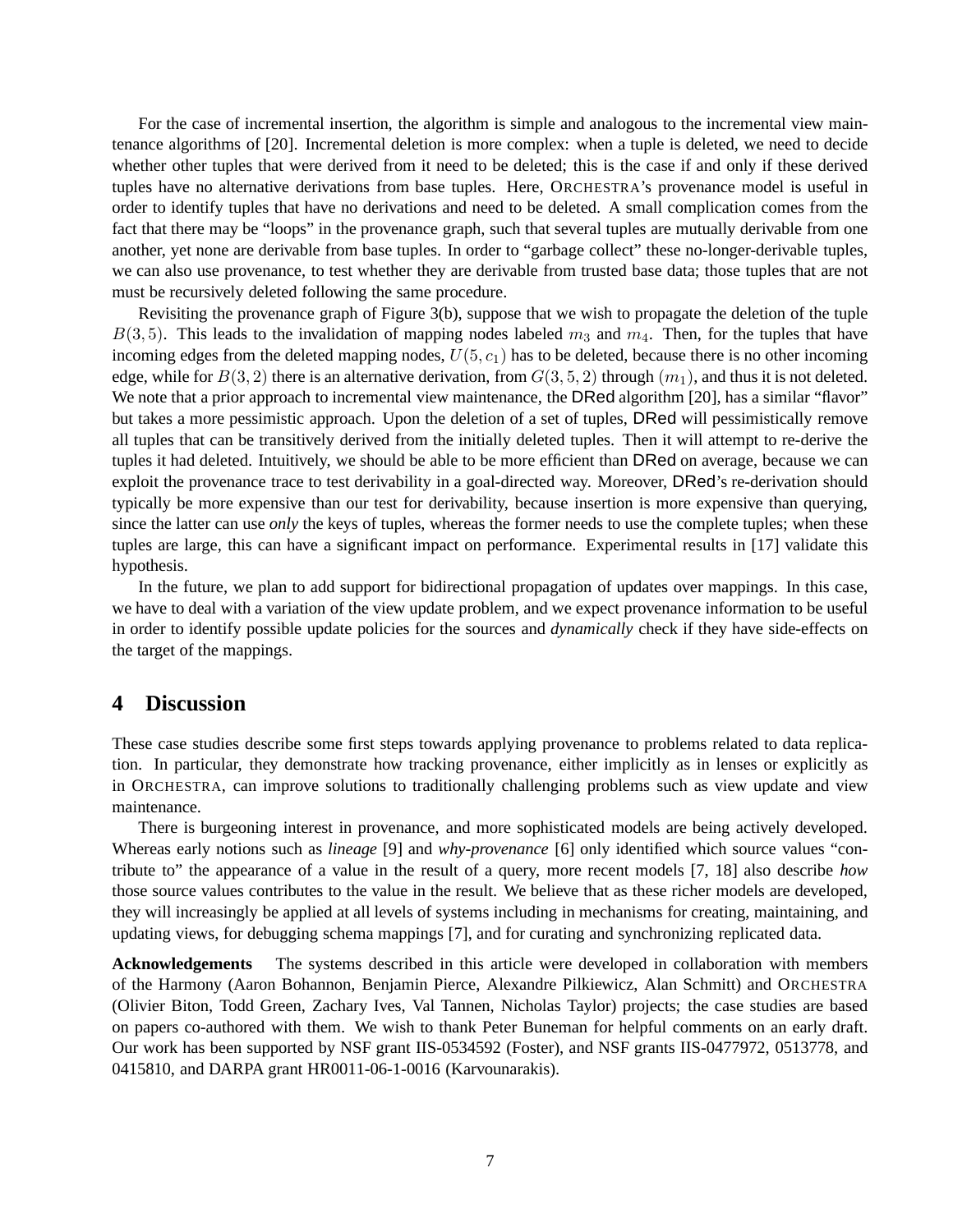For the case of incremental insertion, the algorithm is simple and analogous to the incremental view maintenance algorithms of [20]. Incremental deletion is more complex: when a tuple is deleted, we need to decide whether other tuples that were derived from it need to be deleted; this is the case if and only if these derived tuples have no alternative derivations from base tuples. Here, ORCHESTRA's provenance model is useful in order to identify tuples that have no derivations and need to be deleted. A small complication comes from the fact that there may be "loops" in the provenance graph, such that several tuples are mutually derivable from one another, yet none are derivable from base tuples. In order to "garbage collect" these no-longer-derivable tuples, we can also use provenance, to test whether they are derivable from trusted base data; those tuples that are not must be recursively deleted following the same procedure.

Revisiting the provenance graph of Figure 3(b), suppose that we wish to propagate the deletion of the tuple $B(3, 5)$. This leads to the invalidation of mapping nodes labeled $m_3$ and $m_4$. Then, for the tuples that have incoming edges from the deleted mapping nodes, $U(5, c_1)$ has to be deleted, because there is no other incoming edge, while for $B(3, 2)$ there is an alternative derivation, from $G(3, 5, 2)$ through $(m_1)$, and thus it is not deleted. We note that a prior approach to incremental view maintenance, the DRed algorithm [20], has a similar "flavor" but takes a more pessimistic approach. Upon the deletion of a set of tuples, DRed will pessimistically remove all tuples that can be transitively derived from the initially deleted tuples. Then it will attempt to re-derive the tuples it had deleted. Intuitively, we should be able to be more efficient than DRed on average, because we can exploit the provenance trace to test derivability in a goal-directed way. Moreover, DRed's re-derivation should typically be more expensive than our test for derivability, because insertion is more expensive than querying, since the latter can use *only* the keys of tuples, whereas the former needs to use the complete tuples; when these tuples are large, this can have a significant impact on performance. Experimental results in [17] validate this hypothesis.

In the future, we plan to add support for bidirectional propagation of updates over mappings. In this case, we have to deal with a variation of the view update problem, and we expect provenance information to be useful in order to identify possible update policies for the sources and *dynamically* check if they have side-effects on the target of the mappings.

# 4 Discussion

These case studies describe some first steps towards applying provenance to problems related to data replication. In particular, they demonstrate how tracking provenance, either implicitly as in lenses or explicitly as in ORCHESTRA, can improve solutions to traditionally challenging problems such as view update and view maintenance.

There is burgeoning interest in provenance, and more sophisticated models are being actively developed. Whereas early notions such as *lineage* [9] and *why-provenance* [6] only identified which source values "contribute to" the appearance of a value in the result of a query, more recent models [7, 18] also describe *how* those source values contributes to the value in the result. We believe that as these richer models are developed, they will increasingly be applied at all levels of systems including in mechanisms for creating, maintaining, and updating views, for debugging schema mappings [7], and for curating and synchronizing replicated data.

**Acknowledgements** The systems described in this article were developed in collaboration with members of the Harmony (Aaron Bohannon, Benjamin Pierce, Alexandre Pilkiewicz, Alan Schmitt) and ORCHESTRA (Olivier Biton, Todd Green, Zachary Ives, Val Tannen, Nicholas Taylor) projects; the case studies are based on papers co-authored with them. We wish to thank Peter Buneman for helpful comments on an early draft. Our work has been supported by NSF grant IIS-0534592 (Foster), and NSF grants IIS-0477972, 0513778, and 0415810, and DARPA grant HR0011-06-1-0016 (Karvounarakis).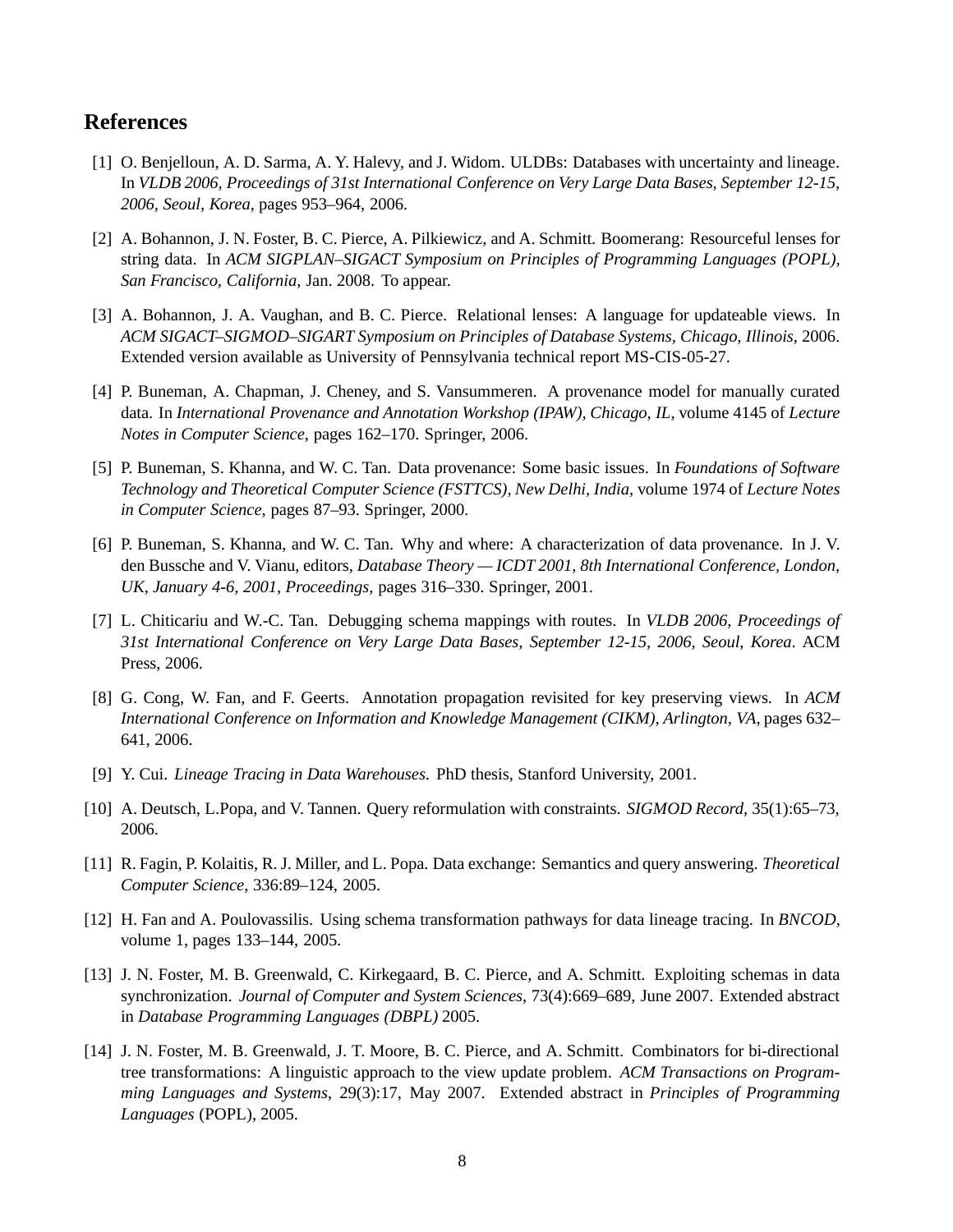## References

[1] O. Benjelloun, A. D. Sarma, A. Y. Halevy, and J. Widom. ULDBs: Databases with uncertainty and lineage. In *VLDB 2006, Proceedings of 31st International Conference on Very Large Data Bases, September 12-15, 2006, Seoul, Korea*, pages 953–964, 2006.

[2] A. Bohannon, J. N. Foster, B. C. Pierce, A. Pilkiewicz, and A. Schmitt. Boomerang: Resourceful lenses for string data. In *ACM SIGPLAN–SIGACT Symposium on Principles of Programming Languages (POPL), San Francisco, California*, Jan. 2008. To appear.

[3] A. Bohannon, J. A. Vaughan, and B. C. Pierce. Relational lenses: A language for updateable views. In *ACM SIGACT–SIGMOD–SIGART Symposium on Principles of Database Systems, Chicago, Illinois*, 2006. Extended version available as University of Pennsylvania technical report MS-CIS-05-27.

[4] P. Buneman, A. Chapman, J. Cheney, and S. Vansummeren. A provenance model for manually curated data. In *International Provenance and Annotation Workshop (IPAW), Chicago, IL*, volume 4145 of *Lecture Notes in Computer Science*, pages 162–170. Springer, 2006.

[5] P. Buneman, S. Khanna, and W. C. Tan. Data provenance: Some basic issues. In *Foundations of Software Technology and Theoretical Computer Science (FSTTCS), New Delhi, India*, volume 1974 of *Lecture Notes in Computer Science*, pages 87–93. Springer, 2000.

[6] P. Buneman, S. Khanna, and W. C. Tan. Why and where: A characterization of data provenance. In J. V. den Bussche and V. Vianu, editors, *Database Theory — ICDT 2001, 8th International Conference, London, UK, January 4-6, 2001, Proceedings*, pages 316–330. Springer, 2001.

[7] L. Chiticariu and W.-C. Tan. Debugging schema mappings with routes. In *VLDB 2006, Proceedings of 31st International Conference on Very Large Data Bases, September 12-15, 2006, Seoul, Korea*. ACM Press, 2006.

[8] G. Cong, W. Fan, and F. Geerts. Annotation propagation revisited for key preserving views. In *ACM International Conference on Information and Knowledge Management (CIKM), Arlington, VA*, pages 632–641, 2006.

[9] Y. Cui. *Lineage Tracing in Data Warehouses*. PhD thesis, Stanford University, 2001.

[10] A. Deutsch, L.Popa, and V. Tannen. Query reformulation with constraints. *SIGMOD Record*, 35(1):65–73, 2006.

[11] R. Fagin, P. Kolaitis, R. J. Miller, and L. Popa. Data exchange: Semantics and query answering. *Theoretical Computer Science*, 336:89–124, 2005.

[12] H. Fan and A. Poulovassilis. Using schema transformation pathways for data lineage tracing. In *BNCOD*, volume 1, pages 133–144, 2005.

[13] J. N. Foster, M. B. Greenwald, C. Kirkegaard, B. C. Pierce, and A. Schmitt. Exploiting schemas in data synchronization. *Journal of Computer and System Sciences*, 73(4):669–689, June 2007. Extended abstract in *Database Programming Languages (DBPL)* 2005.

[14] J. N. Foster, M. B. Greenwald, J. T. Moore, B. C. Pierce, and A. Schmitt. Combinators for bi-directional tree transformations: A linguistic approach to the view update problem. *ACM Transactions on Programming Languages and Systems*, 29(3):17, May 2007. Extended abstract in *Principles of Programming Languages* (POPL), 2005.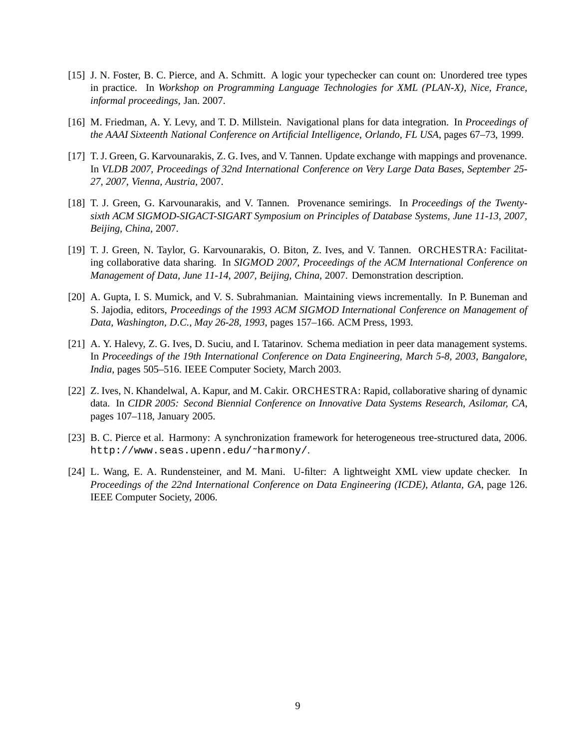[15] J. N. Foster, B. C. Pierce, and A. Schmitt. A logic your typechecker can count on: Unordered tree types in practice. In *Workshop on Programming Language Technologies for XML (PLAN-X), Nice, France, informal proceedings*, Jan. 2007.

[16] M. Friedman, A. Y. Levy, and T. D. Millstein. Navigational plans for data integration. In *Proceedings of the AAAI Sixteenth National Conference on Artificial Intelligence, Orlando, FL USA*, pages 67–73, 1999.

[17] T. J. Green, G. Karvounarakis, Z. G. Ives, and V. Tannen. Update exchange with mappings and provenance. In *VLDB 2007, Proceedings of 32nd International Conference on Very Large Data Bases, September 25-27, 2007, Vienna, Austria*, 2007.

[18] T. J. Green, G. Karvounarakis, and V. Tannen. Provenance semirings. In *Proceedings of the Twenty-sixth ACM SIGMOD-SIGACT-SIGART Symposium on Principles of Database Systems, June 11-13, 2007, Beijing, China*, 2007.

[19] T. J. Green, N. Taylor, G. Karvounarakis, O. Biton, Z. Ives, and V. Tannen. ORCHESTRA: Facilitating collaborative data sharing. In *SIGMOD 2007, Proceedings of the ACM International Conference on Management of Data, June 11-14, 2007, Beijing, China*, 2007. Demonstration description.

[20] A. Gupta, I. S. Mumick, and V. S. Subrahmanian. Maintaining views incrementally. In P. Buneman and S. Jajodia, editors, *Proceedings of the 1993 ACM SIGMOD International Conference on Management of Data, Washington, D.C., May 26-28, 1993*, pages 157–166. ACM Press, 1993.

[21] A. Y. Halevy, Z. G. Ives, D. Suciu, and I. Tatarinov. Schema mediation in peer data management systems. In *Proceedings of the 19th International Conference on Data Engineering, March 5-8, 2003, Bangalore, India*, pages 505–516. IEEE Computer Society, March 2003.

[22] Z. Ives, N. Khandelwal, A. Kapur, and M. Cakir. ORCHESTRA: Rapid, collaborative sharing of dynamic data. In *CIDR 2005: Second Biennial Conference on Innovative Data Systems Research, Asilomar, CA*, pages 107–118, January 2005.

[23] B. C. Pierce et al. Harmony: A synchronization framework for heterogeneous tree-structured data, 2006. `http://www.seas.upenn.edu/~harmony/`.

[24] L. Wang, E. A. Rundensteiner, and M. Mani. U-filter: A lightweight XML view update checker. In *Proceedings of the 22nd International Conference on Data Engineering (ICDE), Atlanta, GA*, page 126. IEEE Computer Society, 2006.